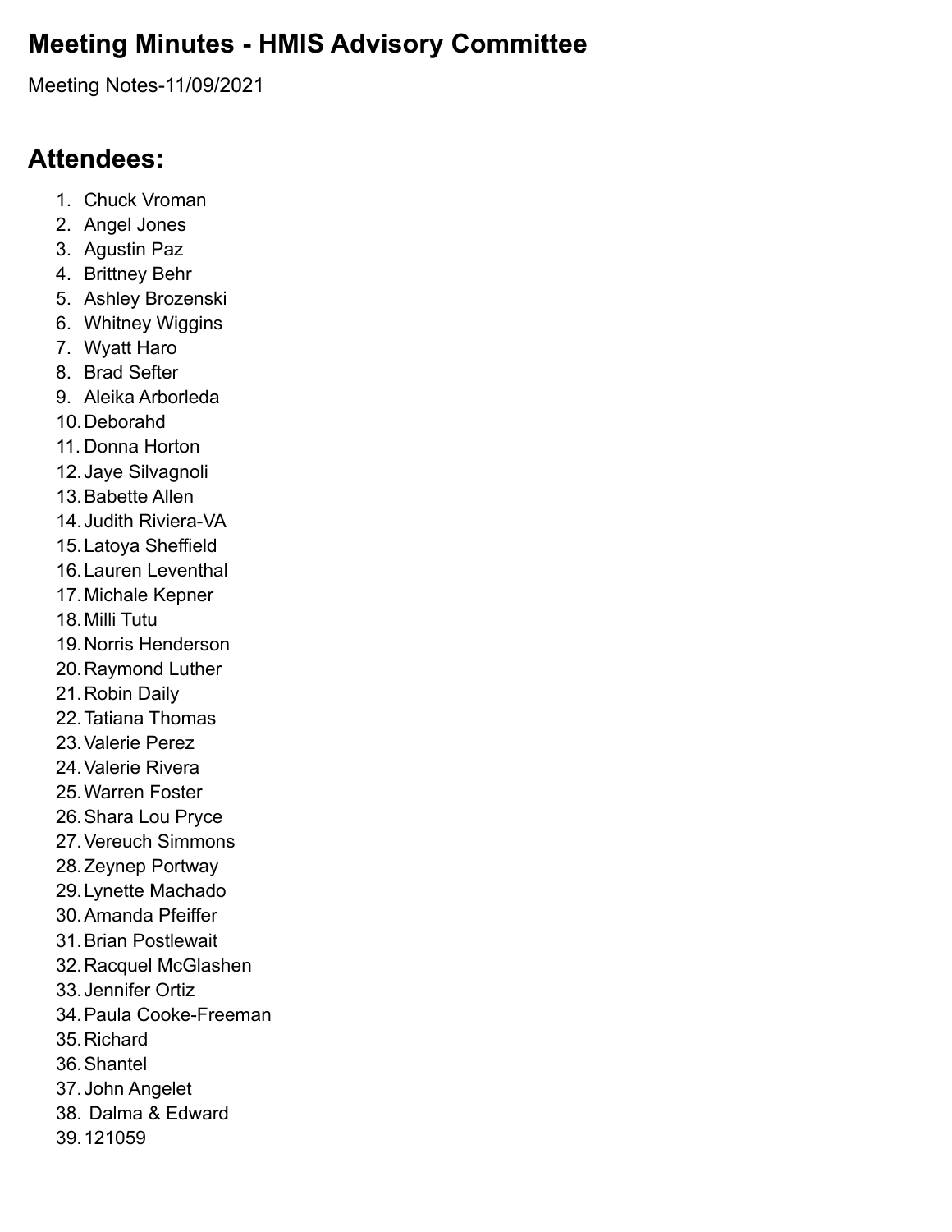# Meeting Minutes - HMIS Advisory Committee

Meeting Notes-11/09/2021

## Attendees:

1. Chuck Vroman
2. Angel Jones
3. Agustin Paz
4. Brittney Behr
5. Ashley Brozenski
6. Whitney Wiggins
7. Wyatt Haro
8. Brad Sefter
9. Aleika Arborleda
10. Deborahd
11. Donna Horton
12. Jaye Silvagnoli
13. Babette Allen
14. Judith Riviera-VA
15. Latoya Sheffield
16. Lauren Leventhal
17. Michale Kepner
18. Milli Tutu
19. Norris Henderson
20. Raymond Luther
21. Robin Daily
22. Tatiana Thomas
23. Valerie Perez
24. Valerie Rivera
25. Warren Foster
26. Shara Lou Pryce
27. Vereuch Simmons
28. Zeynep Portway
29. Lynette Machado
30. Amanda Pfeiffer
31. Brian Postlewait
32. Racquel McGlashen
33. Jennifer Ortiz
34. Paula Cooke-Freeman
35. Richard
36. Shantel
37. John Angelet
38. Dalma & Edward
39. 121059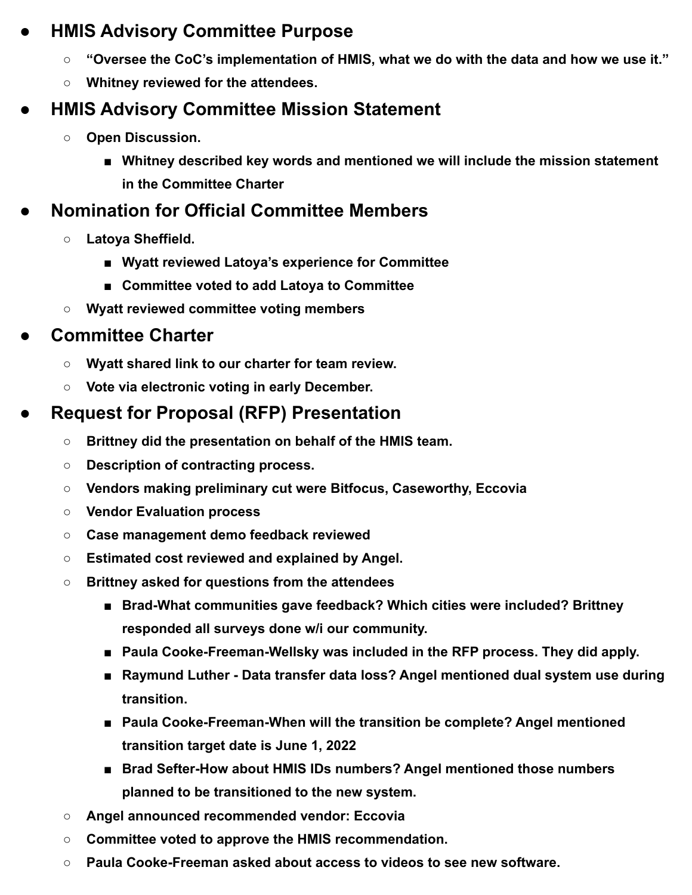- **HMIS Advisory Committee Purpose**
  - **"Oversee the CoC's implementation of HMIS, what we do with the data and how we use it."**
  - **Whitney reviewed for the attendees.**
- **HMIS Advisory Committee Mission Statement**
  - **Open Discussion.**
    - **Whitney described key words and mentioned we will include the mission statement in the Committee Charter**
- **Nomination for Official Committee Members**
  - **Latoya Sheffield.**
    - **Wyatt reviewed Latoya's experience for Committee**
    - **Committee voted to add Latoya to Committee**
  - **Wyatt reviewed committee voting members**
- **Committee Charter**
  - **Wyatt shared link to our charter for team review.**
  - **Vote via electronic voting in early December.**
- **Request for Proposal (RFP) Presentation**
  - **Brittney did the presentation on behalf of the HMIS team.**
  - **Description of contracting process.**
  - **Vendors making preliminary cut were Bitfocus, Caseworthy, Eccovia**
  - **Vendor Evaluation process**
  - **Case management demo feedback reviewed**
  - **Estimated cost reviewed and explained by Angel.**
  - **Brittney asked for questions from the attendees**
    - **Brad-What communities gave feedback? Which cities were included? Brittney responded all surveys done w/i our community.**
    - **Paula Cooke-Freeman-Wellsky was included in the RFP process. They did apply.**
    - **Raymund Luther - Data transfer data loss? Angel mentioned dual system use during transition.**
    - **Paula Cooke-Freeman-When will the transition be complete? Angel mentioned transition target date is June 1, 2022**
    - **Brad Sefter-How about HMIS IDs numbers? Angel mentioned those numbers planned to be transitioned to the new system.**
  - **Angel announced recommended vendor: Eccovia**
  - **Committee voted to approve the HMIS recommendation.**
  - **Paula Cooke-Freeman asked about access to videos to see new software.**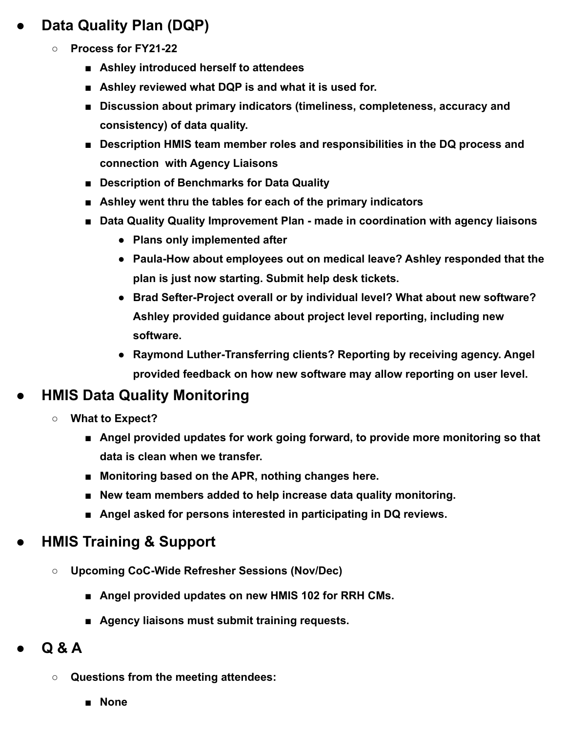- **Data Quality Plan (DQP)**
  - **Process for FY21-22**
    - **Ashley introduced herself to attendees**
    - **Ashley reviewed what DQP is and what it is used for.**
    - **Discussion about primary indicators (timeliness, completeness, accuracy and consistency) of data quality.**
    - **Description HMIS team member roles and responsibilities in the DQ process and connection with Agency Liaisons**
    - **Description of Benchmarks for Data Quality**
    - **Ashley went thru the tables for each of the primary indicators**
    - **Data Quality Quality Improvement Plan - made in coordination with agency liaisons**
      - **Plans only implemented after**
      - **Paula-How about employees out on medical leave? Ashley responded that the plan is just now starting. Submit help desk tickets.**
      - **Brad Sefter-Project overall or by individual level? What about new software? Ashley provided guidance about project level reporting, including new software.**
      - **Raymond Luther-Transferring clients? Reporting by receiving agency. Angel provided feedback on how new software may allow reporting on user level.**
- **HMIS Data Quality Monitoring**
  - **What to Expect?**
    - **Angel provided updates for work going forward, to provide more monitoring so that data is clean when we transfer.**
    - **Monitoring based on the APR, nothing changes here.**
    - **New team members added to help increase data quality monitoring.**
    - **Angel asked for persons interested in participating in DQ reviews.**
- **HMIS Training & Support**
  - **Upcoming CoC-Wide Refresher Sessions (Nov/Dec)**
    - **Angel provided updates on new HMIS 102 for RRH CMs.**
    - **Agency liaisons must submit training requests.**
- **Q & A**
  - **Questions from the meeting attendees:**
    - **None**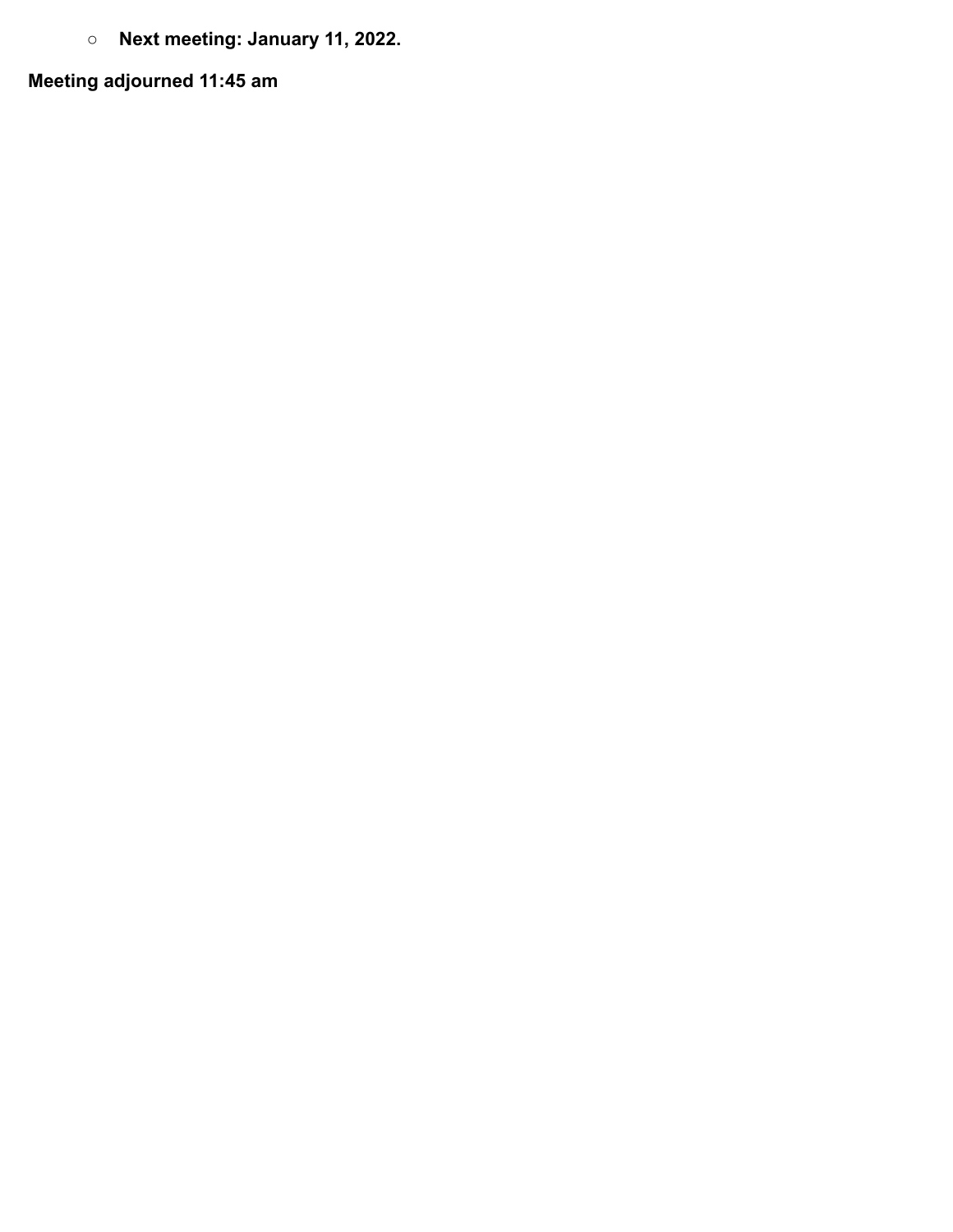- **Next meeting: January 11, 2022.**

**Meeting adjourned 11:45 am**